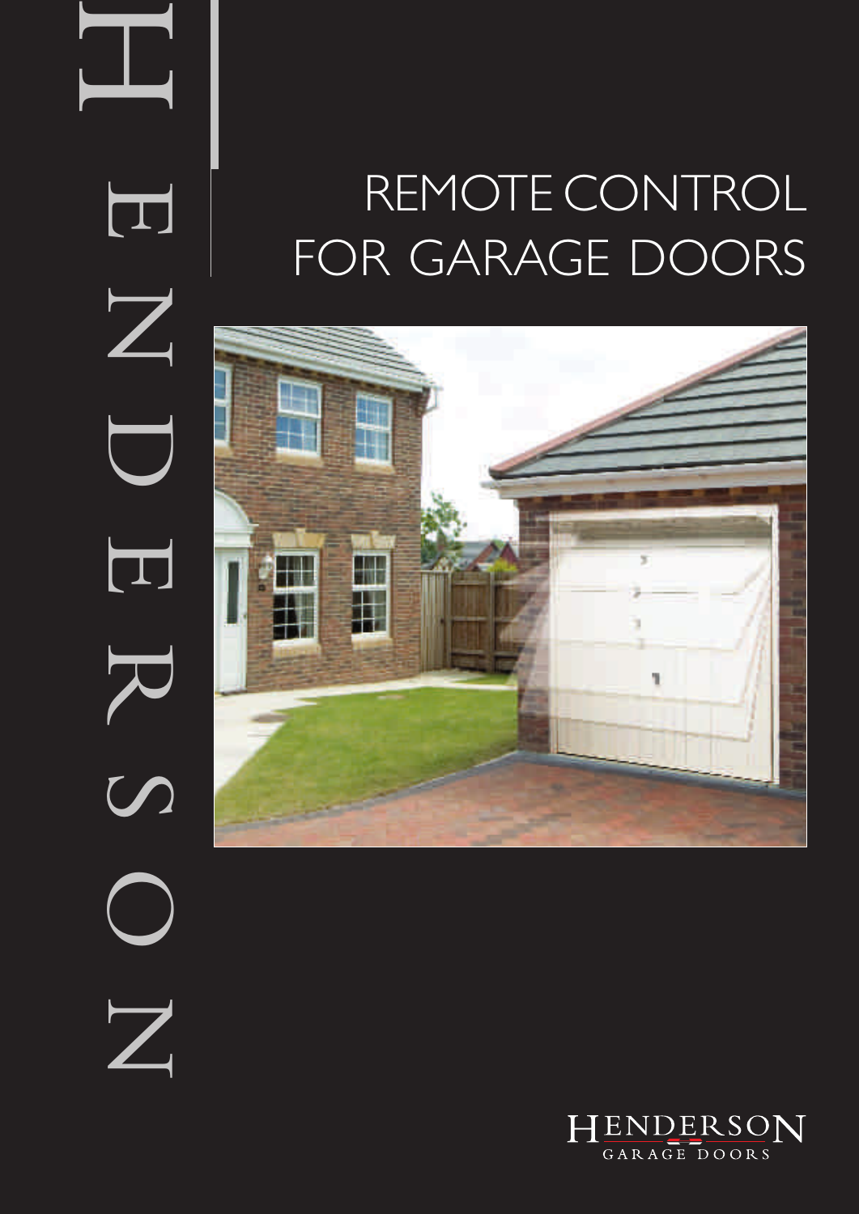HENDERSON

# REMOTE CONTROL FOR GARAGE DOORS

HENDERSON
GARAGE DOORS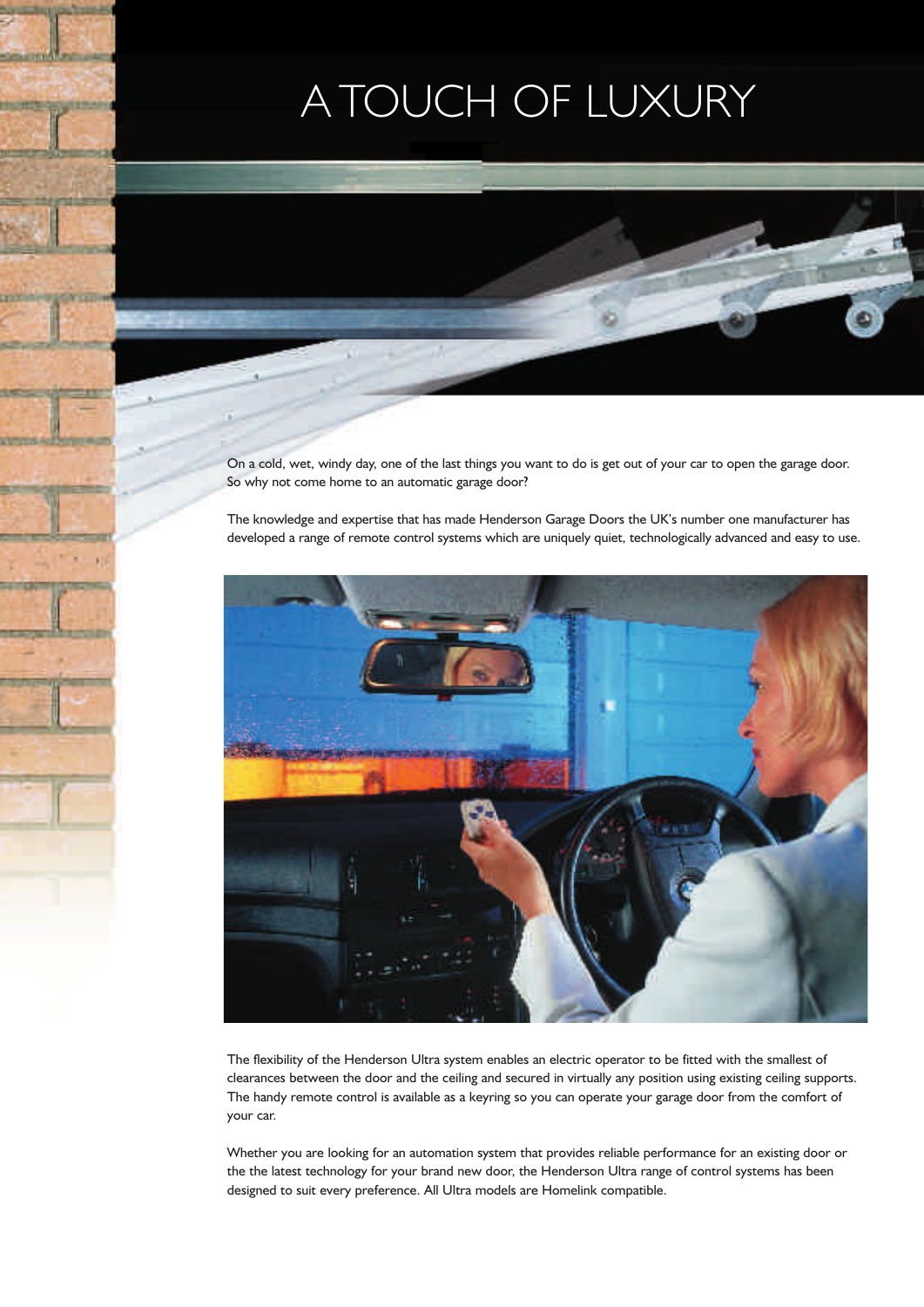# A TOUCH OF LUXURY

On a cold, wet, windy day, one of the last things you want to do is get out of your car to open the garage door. So why not come home to an automatic garage door?

The knowledge and expertise that has made Henderson Garage Doors the UK's number one manufacturer has developed a range of remote control systems which are uniquely quiet, technologically advanced and easy to use.

The flexibility of the Henderson Ultra system enables an electric operator to be fitted with the smallest of clearances between the door and the ceiling and secured in virtually any position using existing ceiling supports. The handy remote control is available as a keyring so you can operate your garage door from the comfort of your car.

Whether you are looking for an automation system that provides reliable performance for an existing door or the the latest technology for your brand new door, the Henderson Ultra range of control systems has been designed to suit every preference. All Ultra models are Homelink compatible.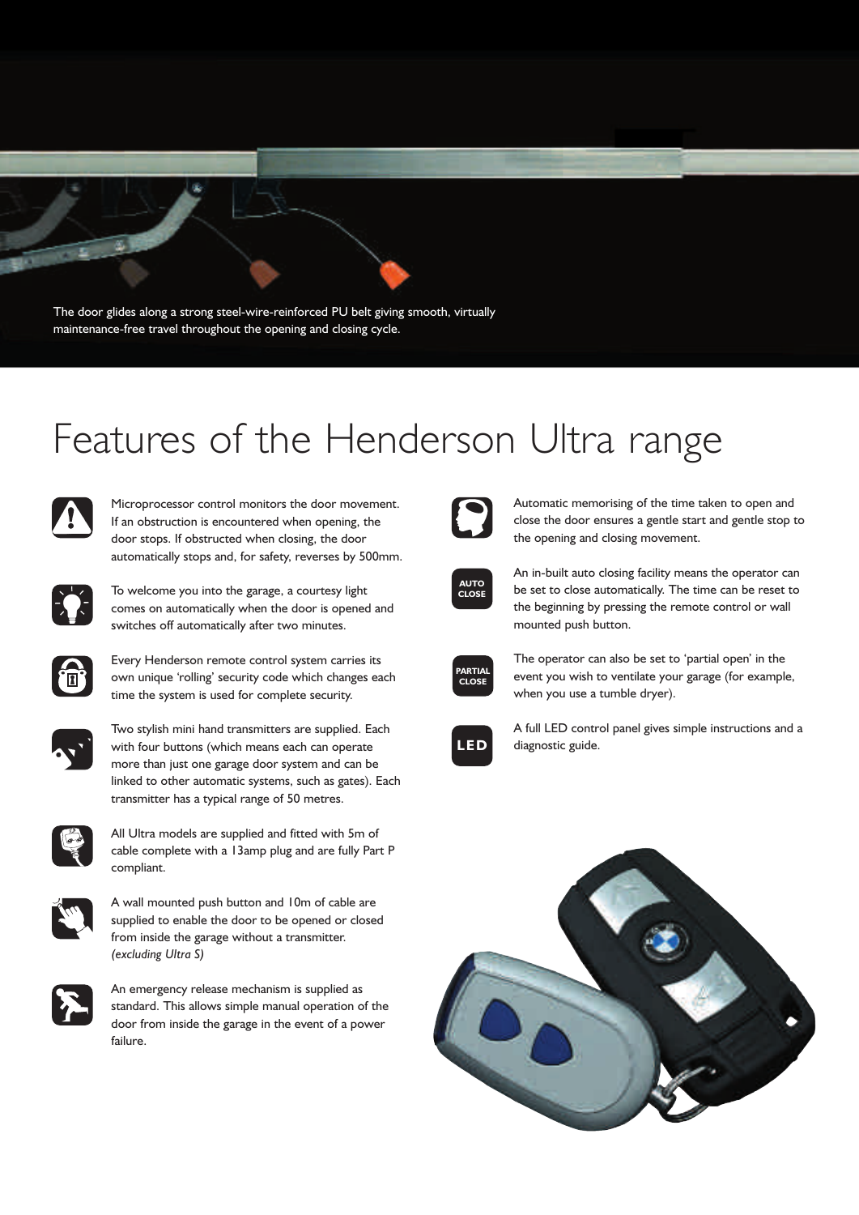The door glides along a strong steel-wire-reinforced PU belt giving smooth, virtually maintenance-free travel throughout the opening and closing cycle.

# Features of the Henderson Ultra range

Microprocessor control monitors the door movement. If an obstruction is encountered when opening, the door stops. If obstructed when closing, the door automatically stops and, for safety, reverses by 500mm.

To welcome you into the garage, a courtesy light comes on automatically when the door is opened and switches off automatically after two minutes.

Every Henderson remote control system carries its own unique 'rolling' security code which changes each time the system is used for complete security.

Two stylish mini hand transmitters are supplied. Each with four buttons (which means each can operate more than just one garage door system and can be linked to other automatic systems, such as gates). Each transmitter has a typical range of 50 metres.

All Ultra models are supplied and fitted with 5m of cable complete with a 13amp plug and are fully Part P compliant.

A wall mounted push button and 10m of cable are supplied to enable the door to be opened or closed from inside the garage without a transmitter. *(excluding Ultra S)*

An emergency release mechanism is supplied as standard. This allows simple manual operation of the door from inside the garage in the event of a power failure.

Automatic memorising of the time taken to open and close the door ensures a gentle start and gentle stop to the opening and closing movement.

AUTO CLOSE

An in-built auto closing facility means the operator can be set to close automatically. The time can be reset to the beginning by pressing the remote control or wall mounted push button.

PARTIAL CLOSE

The operator can also be set to 'partial open' in the event you wish to ventilate your garage (for example, when you use a tumble dryer).

LED

A full LED control panel gives simple instructions and a diagnostic guide.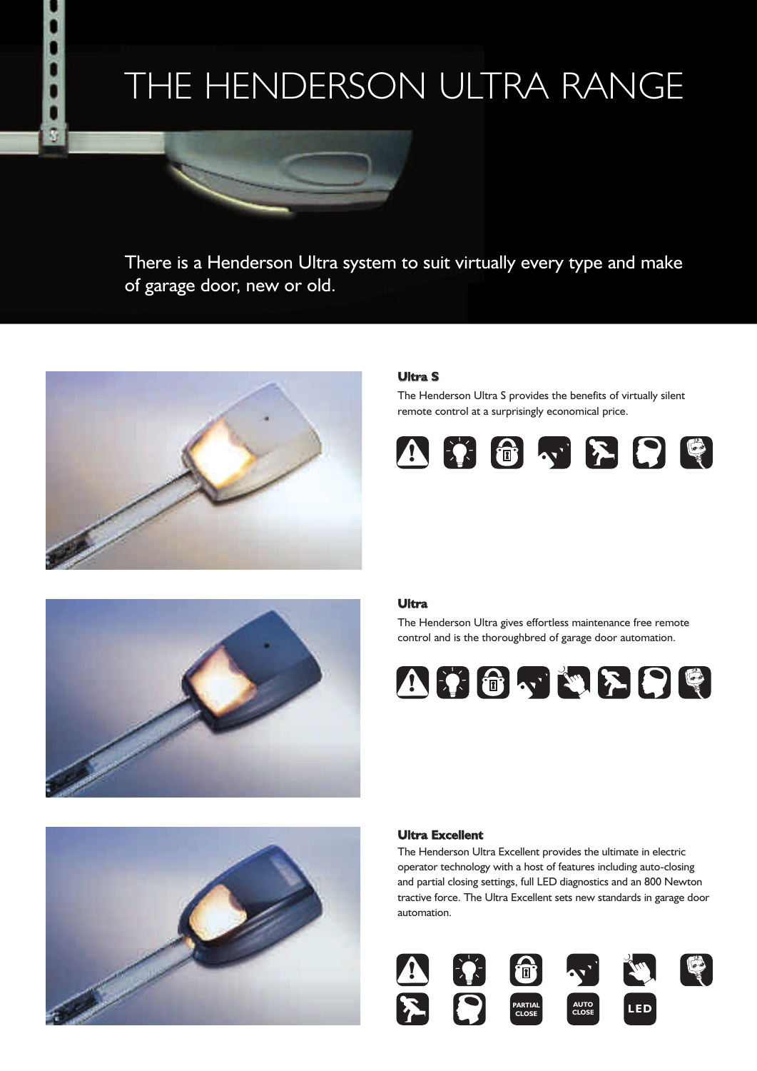# THE HENDERSON ULTRA RANGE

There is a Henderson Ultra system to suit virtually every type and make of garage door, new or old.

### Ultra S

The Henderson Ultra S provides the benefits of virtually silent remote control at a surprisingly economical price.

### Ultra

The Henderson Ultra gives effortless maintenance free remote control and is the thoroughbred of garage door automation.

### Ultra Excellent

The Henderson Ultra Excellent provides the ultimate in electric operator technology with a host of features including auto-closing and partial closing settings, full LED diagnostics and an 800 Newton tractive force. The Ultra Excellent sets new standards in garage door automation.

PARTIAL CLOSE

AUTO CLOSE

LED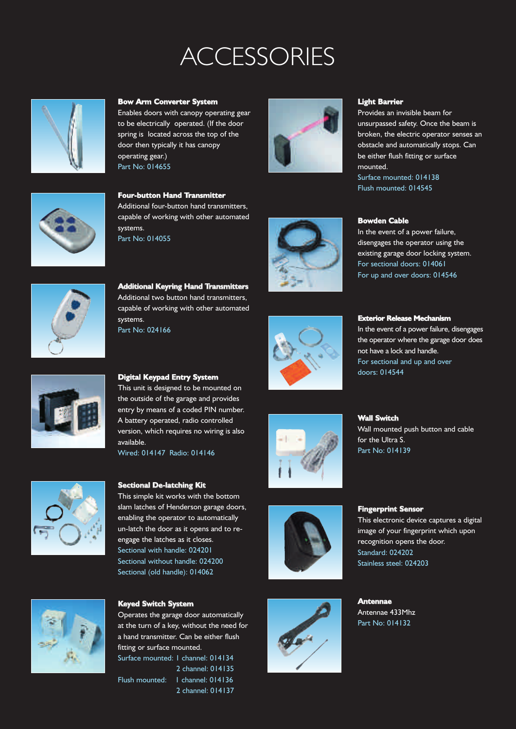# ACCESSORIES

### Bow Arm Converter System

Enables doors with canopy operating gear to be electrically operated. (If the door spring is located across the top of the door then typically it has canopy operating gear.)

Part No: 014655

### Four-button Hand Transmitter

Additional four-button hand transmitters, capable of working with other automated systems.

Part No: 014055

### Additional Keyring Hand Transmitters

Additional two button hand transmitters, capable of working with other automated systems.

Part No: 024166

### Digital Keypad Entry System

This unit is designed to be mounted on the outside of the garage and provides entry by means of a coded PIN number. A battery operated, radio controlled version, which requires no wiring is also available.

Wired: 014147 Radio: 014146

### Sectional De-latching Kit

This simple kit works with the bottom slam latches of Henderson garage doors, enabling the operator to automatically un-latch the door as it opens and to re-engage the latches as it closes.

Sectional with handle: 024201
Sectional without handle: 024200
Sectional (old handle): 014062

### Keyed Switch System

Operates the garage door automatically at the turn of a key, without the need for a hand transmitter. Can be either flush fitting or surface mounted.

Surface mounted: 1 channel: 014134
2 channel: 014135
Flush mounted: 1 channel: 014136
2 channel: 014137

### Light Barrier

Provides an invisible beam for unsurpassed safety. Once the beam is broken, the electric operator senses an obstacle and automatically stops. Can be either flush fitting or surface mounted.

Surface mounted: 014138
Flush mounted: 014545

### Bowden Cable

In the event of a power failure, disengages the operator using the existing garage door locking system.

For sectional doors: 014061
For up and over doors: 014546

### Exterior Release Mechanism

In the event of a power failure, disengages the operator where the garage door does not have a lock and handle.

For sectional and up and over doors: 014544

### Wall Switch

Wall mounted push button and cable for the Ultra S.

Part No: 014139

### Fingerprint Sensor

This electronic device captures a digital image of your fingerprint which upon recognition opens the door.

Standard: 024202
Stainless steel: 024203

### Antennae

Antennae 433Mhz

Part No: 014132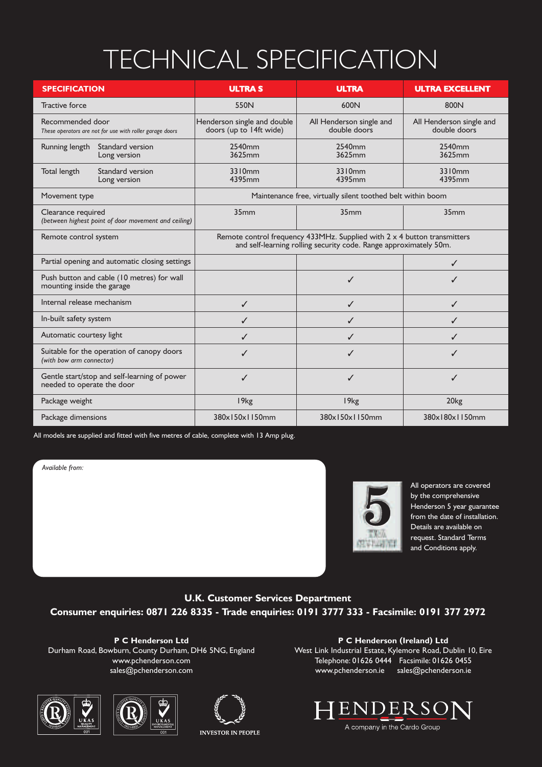# TECHNICAL SPECIFICATION

| SPECIFICATION | ULTRA S | ULTRA | ULTRA EXCELLENT |
| --- | --- | --- | --- |
| Tractive force | 550N | 600N | 800N |
| Recommended door<br>*These operators are not for use with roller garage doors* | Henderson single and double doors (up to 14ft wide) | All Henderson single and double doors | All Henderson single and double doors |
| Running length Standard version<br>Long version | 2540mm<br>3625mm | 2540mm<br>3625mm | 2540mm<br>3625mm |
| Total length Standard version<br>Long version | 3310mm<br>4395mm | 3310mm<br>4395mm | 3310mm<br>4395mm |
| Movement type | Maintenance free, virtually silent toothed belt within boom | | |
| Clearance required<br>*(between highest point of door movement and ceiling)* | 35mm | 35mm | 35mm |
| Remote control system | Remote control frequency 433MHz. Supplied with 2 x 4 button transmitters and self-learning rolling security code. Range approximately 50m. | | |
| Partial opening and automatic closing settings | | | ✓ |
| Push button and cable (10 metres) for wall mounting inside the garage | | ✓ | ✓ |
| Internal release mechanism | ✓ | ✓ | ✓ |
| In-built safety system | ✓ | ✓ | ✓ |
| Automatic courtesy light | ✓ | ✓ | ✓ |
| Suitable for the operation of canopy doors<br>*(with bow arm connector)* | ✓ | ✓ | ✓ |
| Gentle start/stop and self-learning of power needed to operate the door | ✓ | ✓ | ✓ |
| Package weight | 19kg | 19kg | 20kg |
| Package dimensions | 380x150x1150mm | 380x150x1150mm | 380x180x1150mm |

All models are supplied and fitted with five metres of cable, complete with 13 Amp plug.

*Available from:*

All operators are covered by the comprehensive Henderson 5 year guarantee from the date of installation. Details are available on request. Standard Terms and Conditions apply.

**U.K. Customer Services Department**

**Consumer enquiries: 0871 226 8335 - Trade enquiries: 0191 3777 333 - Facsimile: 0191 377 2972**

**P C Henderson Ltd**
Durham Road, Bowburn, County Durham, DH6 5NG, England
www.pchenderson.com
sales@pchenderson.com

**P C Henderson (Ireland) Ltd**
West Link Industrial Estate, Kylemore Road, Dublin 10, Eire
Telephone: 01626 0444 Facsimile: 01626 0455
www.pchenderson.ie sales@pchenderson.ie

INVESTOR IN PEOPLE

HENDERSON
A company in the Cardo Group